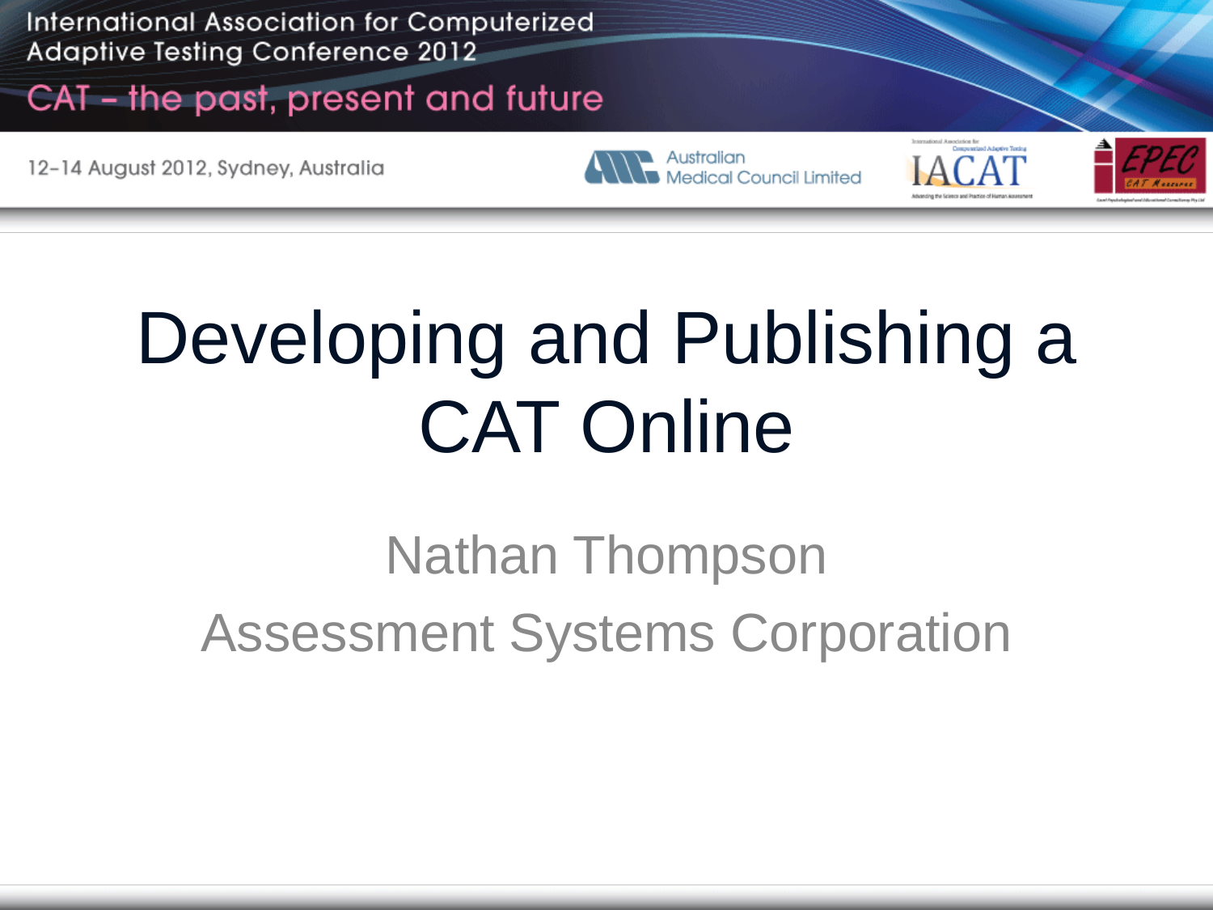International Association for Computerized Adaptive Testing Conference 2012

CAT – the past, present and future

12-14 August 2012, Sydney, Australia

# Developing and Publishing a CAT Online

Nathan Thompson

Assessment Systems Corporation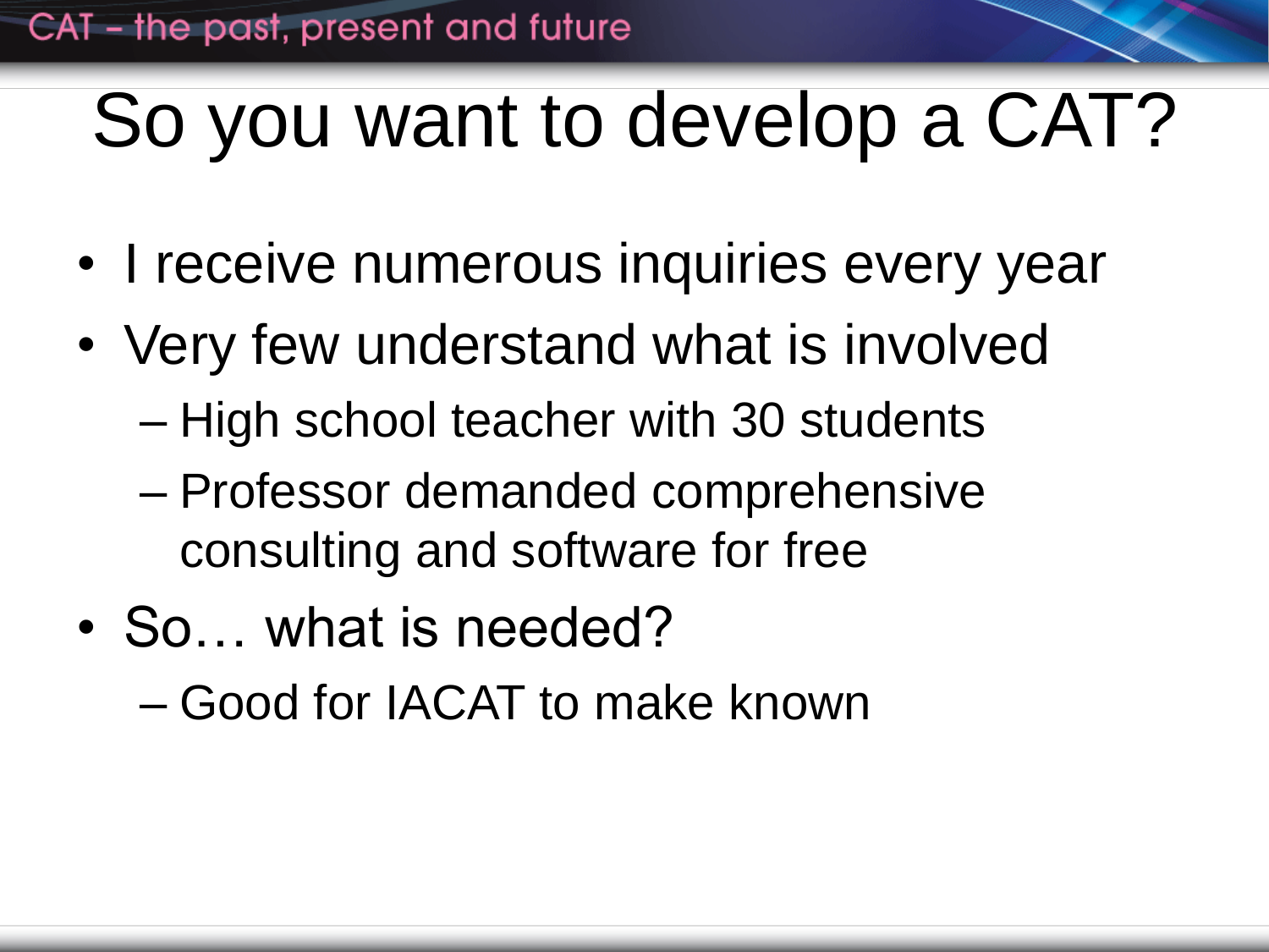# So you want to develop a CAT?

- I receive numerous inquiries every year
- Very few understand what is involved
  - High school teacher with 30 students
  - Professor demanded comprehensive consulting and software for free
- So… what is needed?
  - Good for IACAT to make known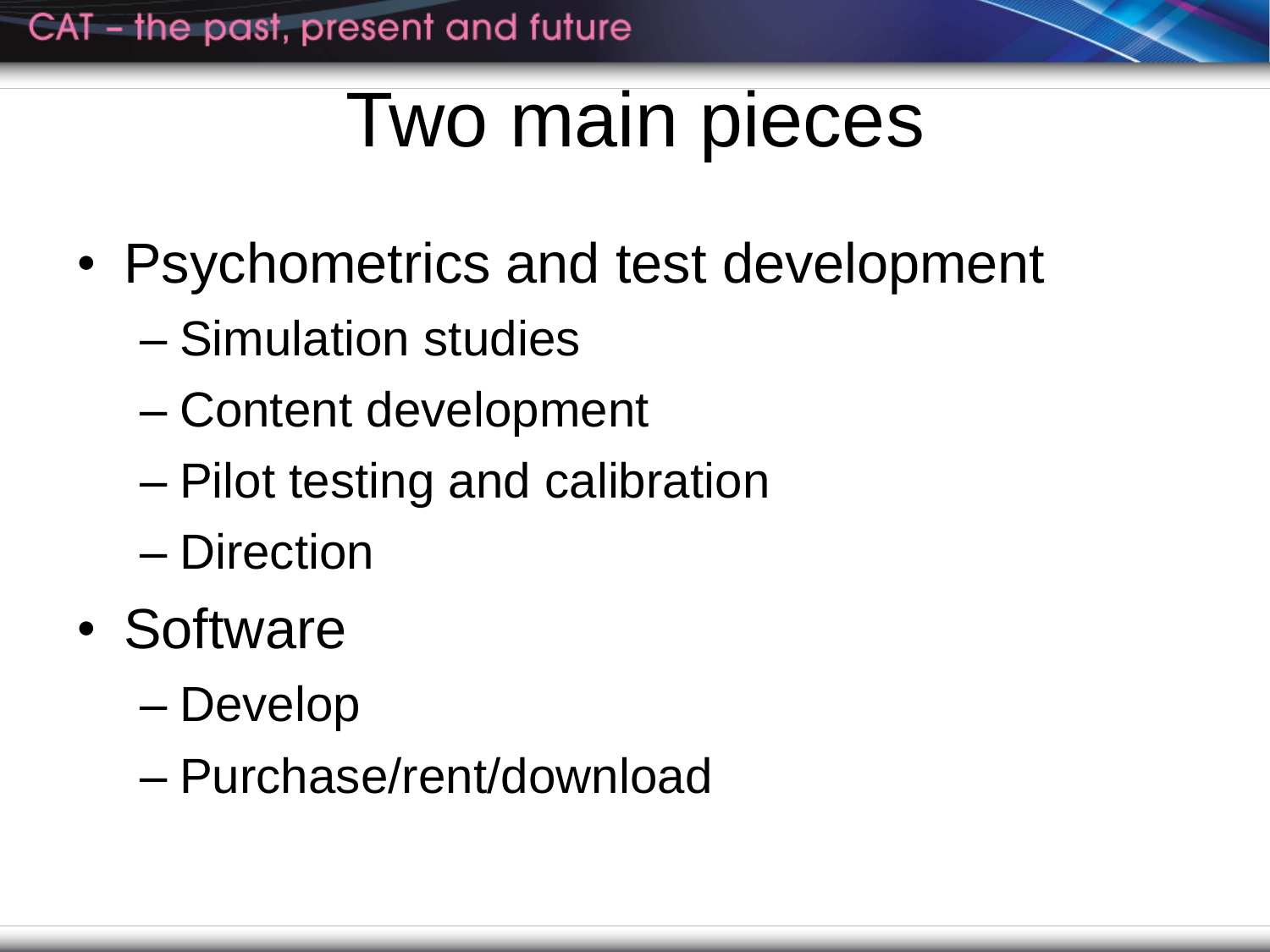# Two main pieces

- Psychometrics and test development
  - Simulation studies
  - Content development
  - Pilot testing and calibration
  - Direction
- Software
  - Develop
  - Purchase/rent/download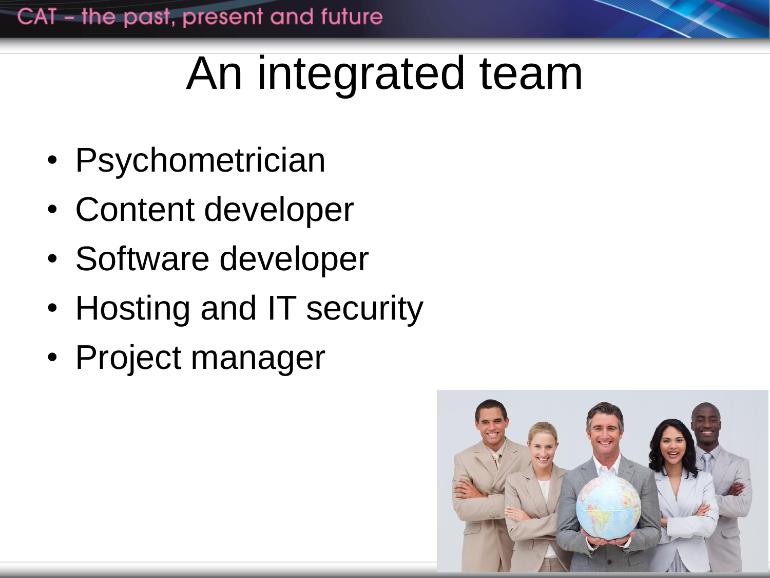# An integrated team

- Psychometrician
- Content developer
- Software developer
- Hosting and IT security
- Project manager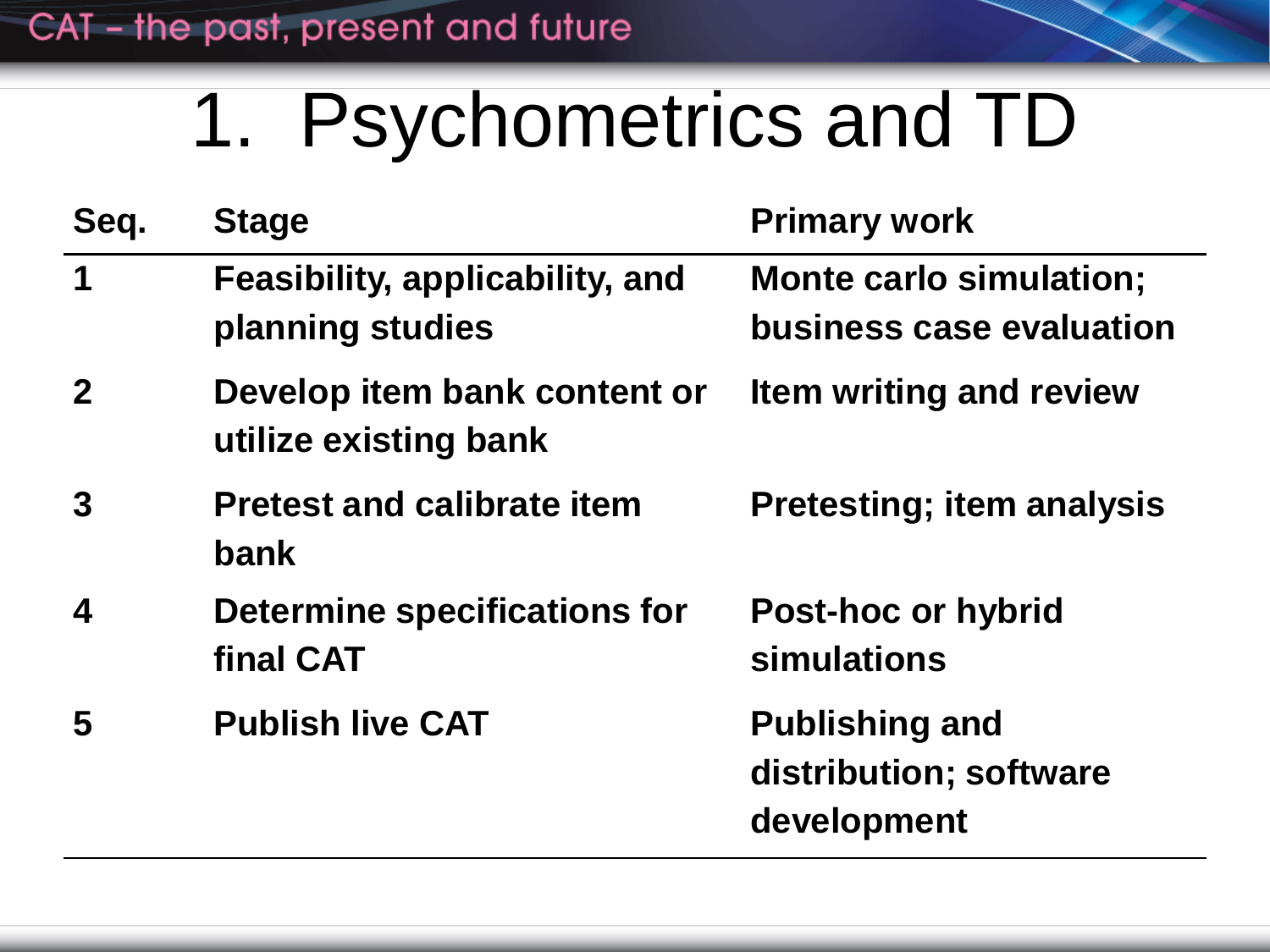# 1. Psychometrics and TD

| Seq. | Stage | Primary work |
|---|---|---|
| 1 | Feasibility, applicability, and planning studies | Monte carlo simulation; business case evaluation |
| 2 | Develop item bank content or utilize existing bank | Item writing and review |
| 3 | Pretest and calibrate item bank | Pretesting; item analysis |
| 4 | Determine specifications for final CAT | Post-hoc or hybrid simulations |
| 5 | Publish live CAT | Publishing and distribution; software development |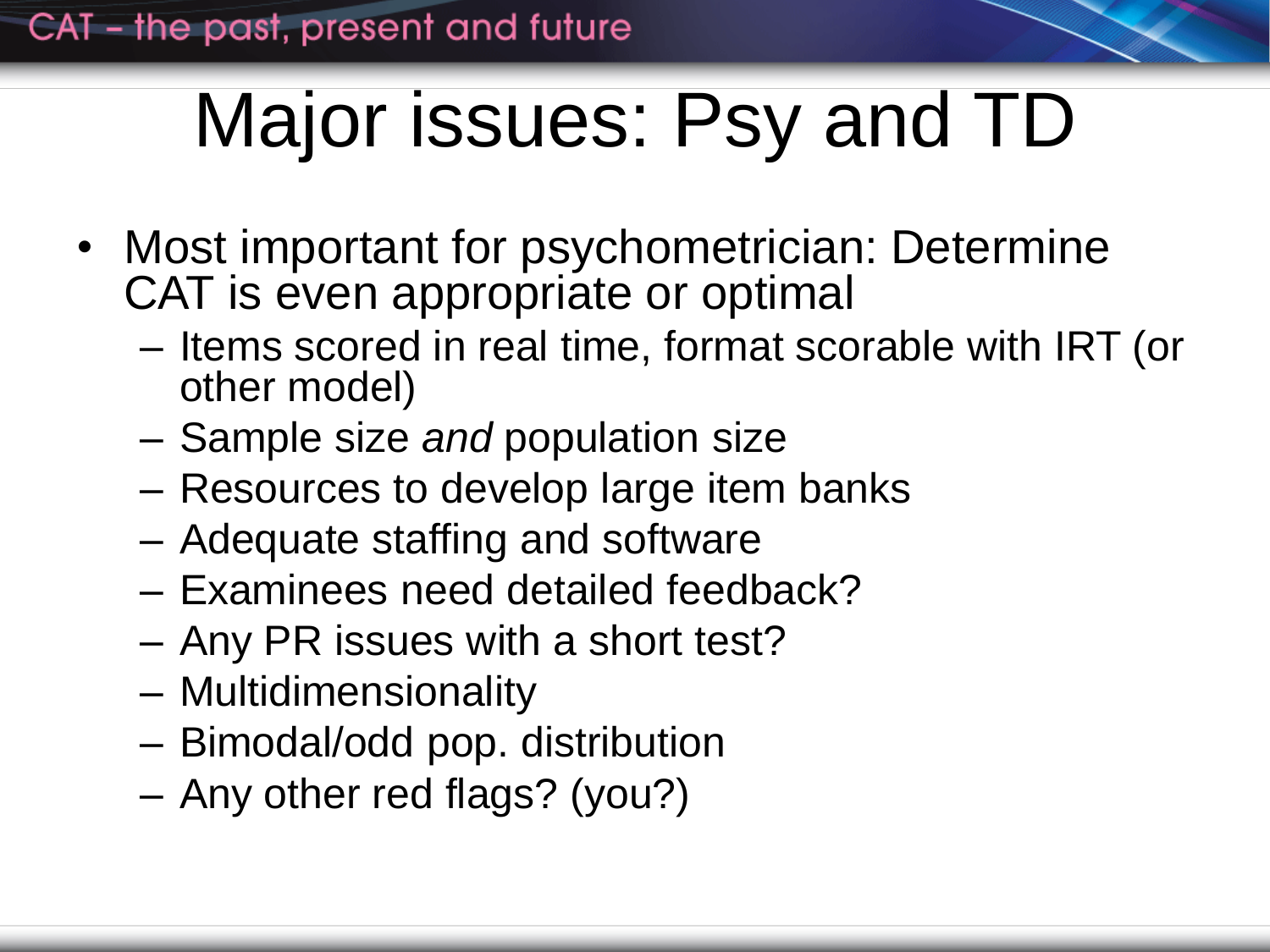# Major issues: Psy and TD

- Most important for psychometrician: Determine CAT is even appropriate or optimal
  - Items scored in real time, format scorable with IRT (or other model)
  - Sample size *and* population size
  - Resources to develop large item banks
  - Adequate staffing and software
  - Examinees need detailed feedback?
  - Any PR issues with a short test?
  - Multidimensionality
  - Bimodal/odd pop. distribution
  - Any other red flags? (you?)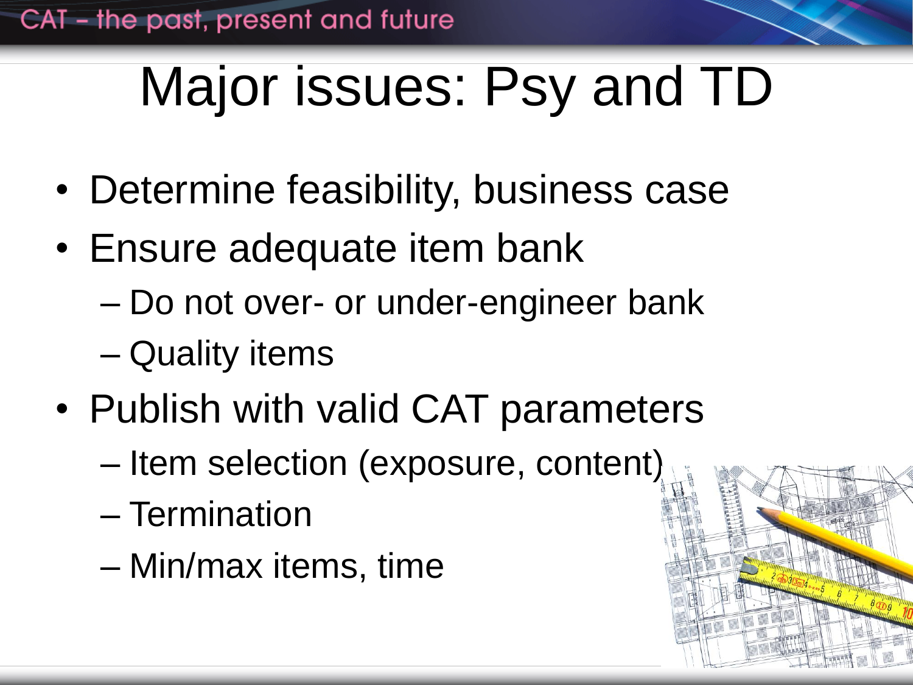# Major issues: Psy and TD

- Determine feasibility, business case
- Ensure adequate item bank
  - Do not over- or under-engineer bank
  - Quality items
- Publish with valid CAT parameters
  - Item selection (exposure, content)
  - Termination
  - Min/max items, time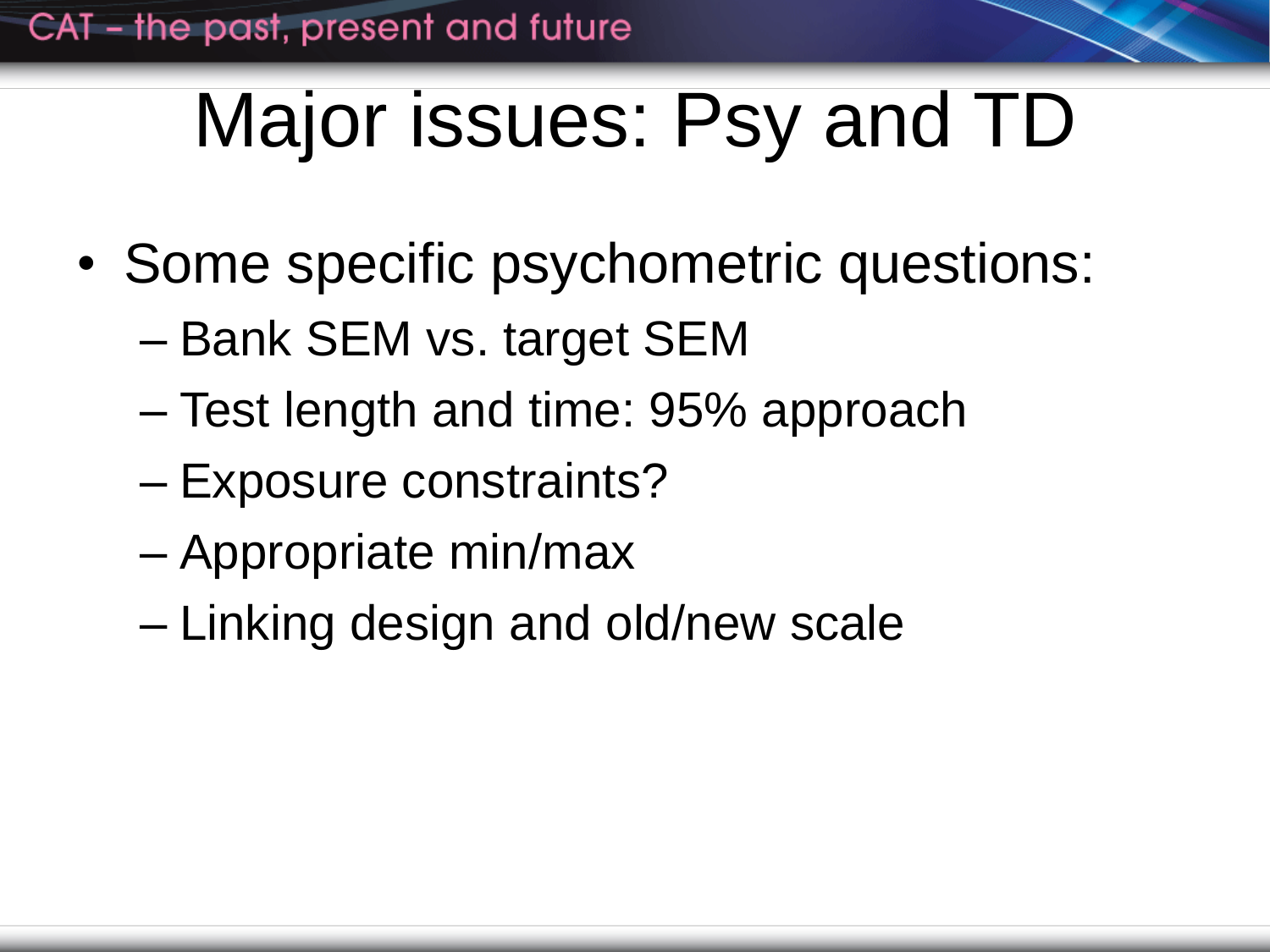# Major issues: Psy and TD

- Some specific psychometric questions:
  - Bank SEM vs. target SEM
  - Test length and time: 95% approach
  - Exposure constraints?
  - Appropriate min/max
  - Linking design and old/new scale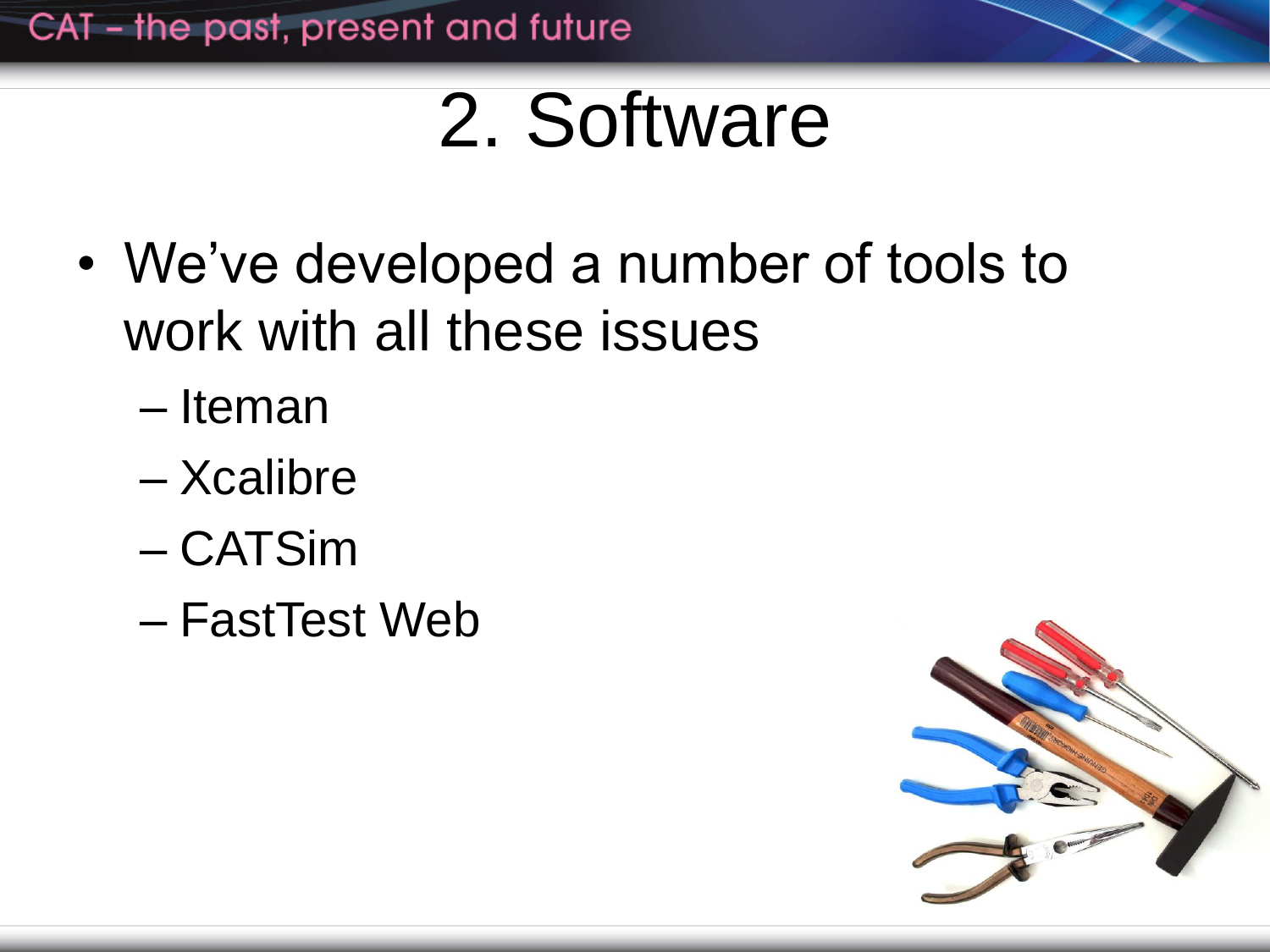# 2. Software

- We've developed a number of tools to work with all these issues
  - Iteman
  - Xcalibre
  - CATSim
  - FastTest Web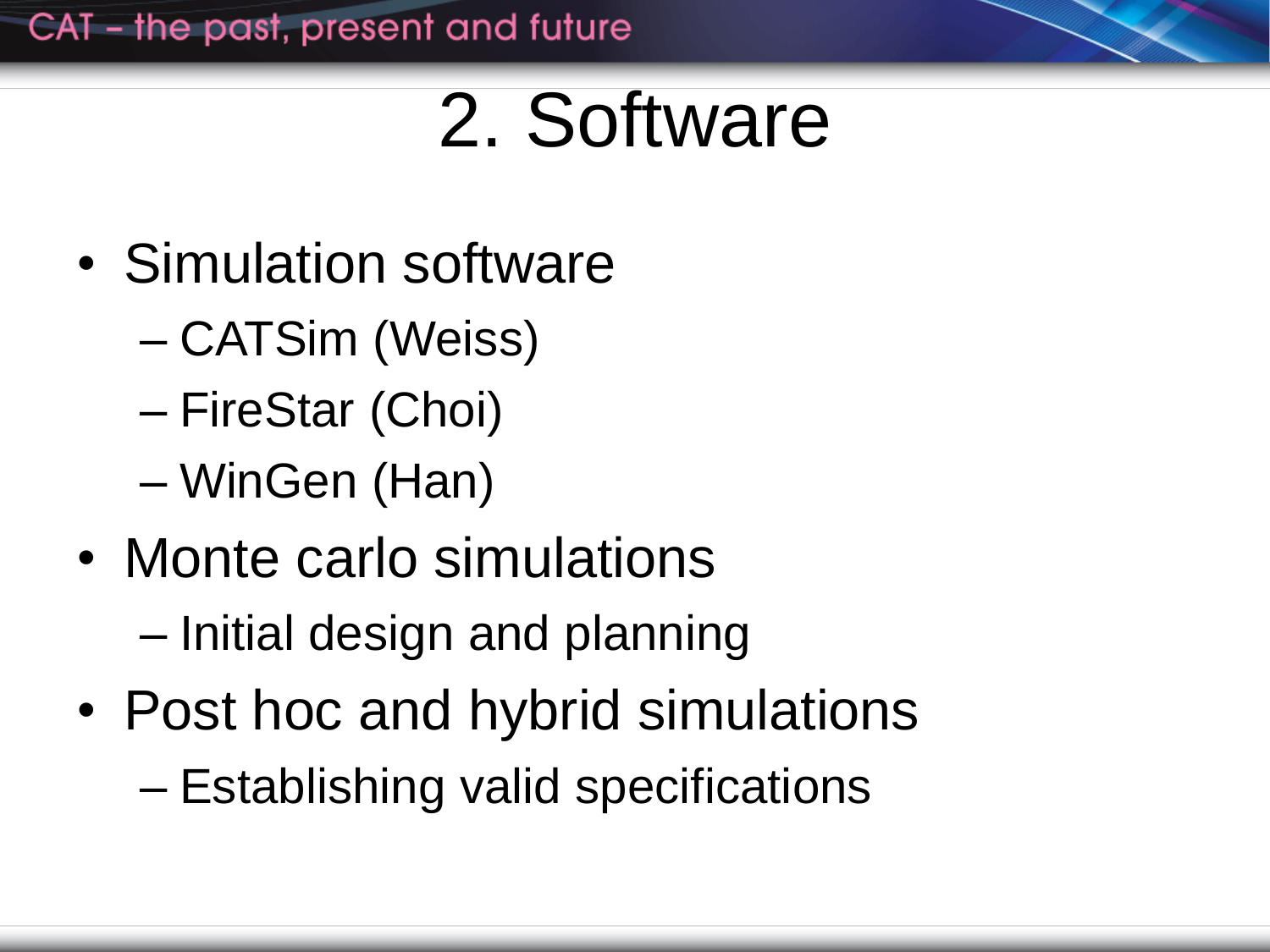# 2. Software

- Simulation software
  - CATSim (Weiss)
  - FireStar (Choi)
  - WinGen (Han)
- Monte carlo simulations
  - Initial design and planning
- Post hoc and hybrid simulations
  - Establishing valid specifications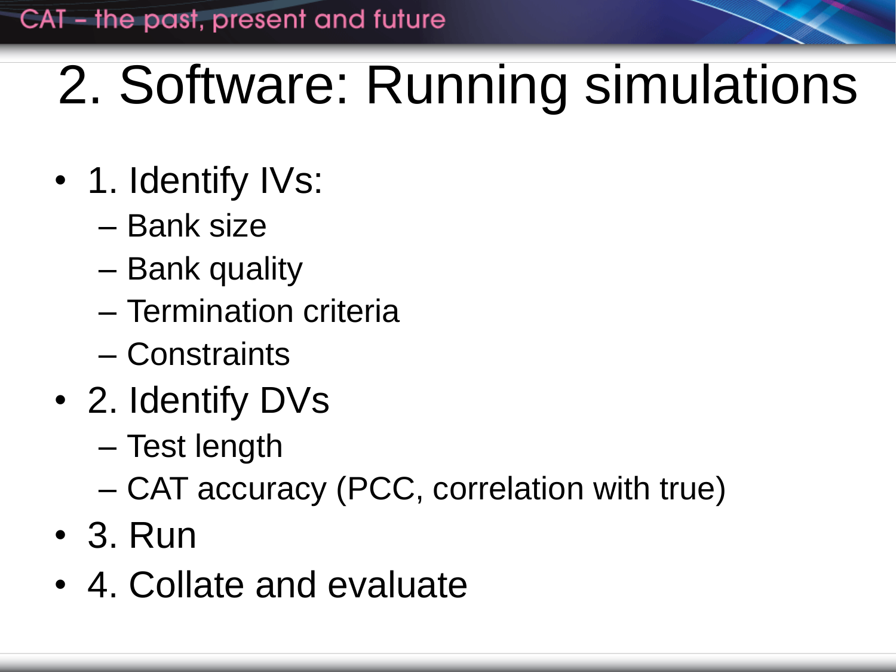# 2. Software: Running simulations

- 1. Identify IVs:
  - Bank size
  - Bank quality
  - Termination criteria
  - Constraints
- 2. Identify DVs
  - Test length
  - CAT accuracy (PCC, correlation with true)
- 3. Run
- 4. Collate and evaluate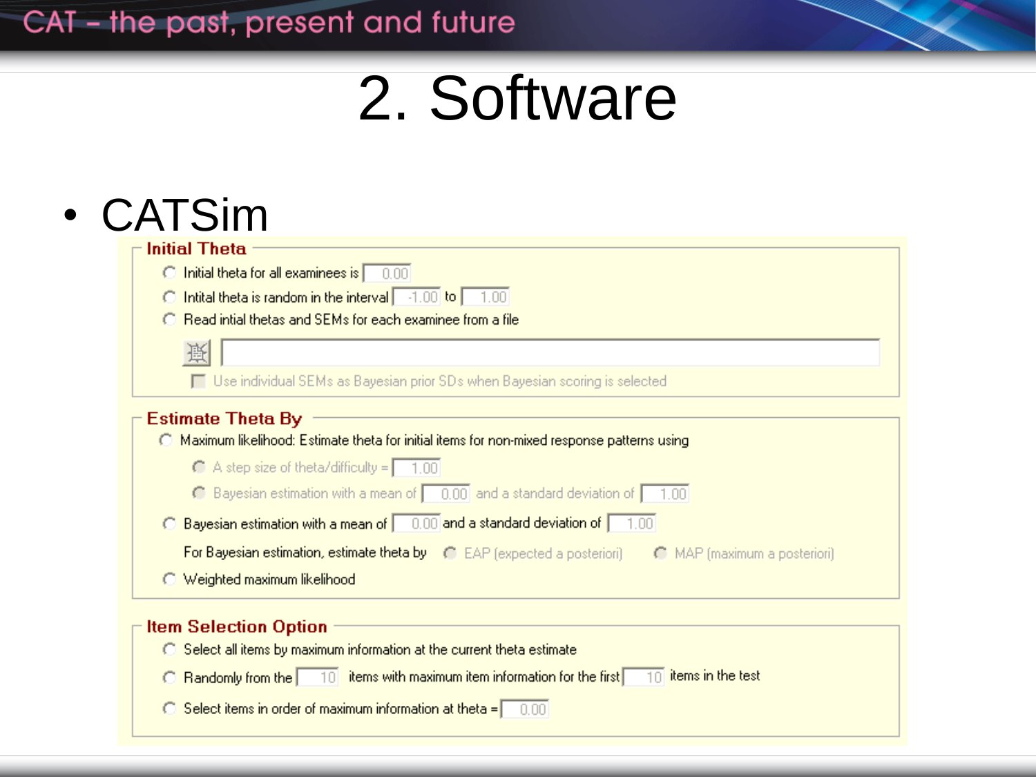# 2. Software

- CATSim

**Initial Theta**

- Initial theta for all examinees is 0.00
- Intital theta is random in the interval -1.00 to 1.00
- Read intial thetas and SEMs for each examinee from a file
  - Use individual SEMs as Bayesian prior SDs when Bayesian scoring is selected

**Estimate Theta By**

- Maximum likelihood: Estimate theta for initial items for non-mixed response patterns using
  - A step size of theta/difficulty = 1.00
  - Bayesian estimation with a mean of 0.00 and a standard deviation of 1.00
- Bayesian estimation with a mean of 0.00 and a standard deviation of 1.00
  - For Bayesian estimation, estimate theta by EAP (expected a posteriori) MAP (maximum a posteriori)
- Weighted maximum likelihood

**Item Selection Option**

- Select all items by maximum information at the current theta estimate
- Randomly from the 10 items with maximum item information for the first 10 items in the test
- Select items in order of maximum information at theta = 0.00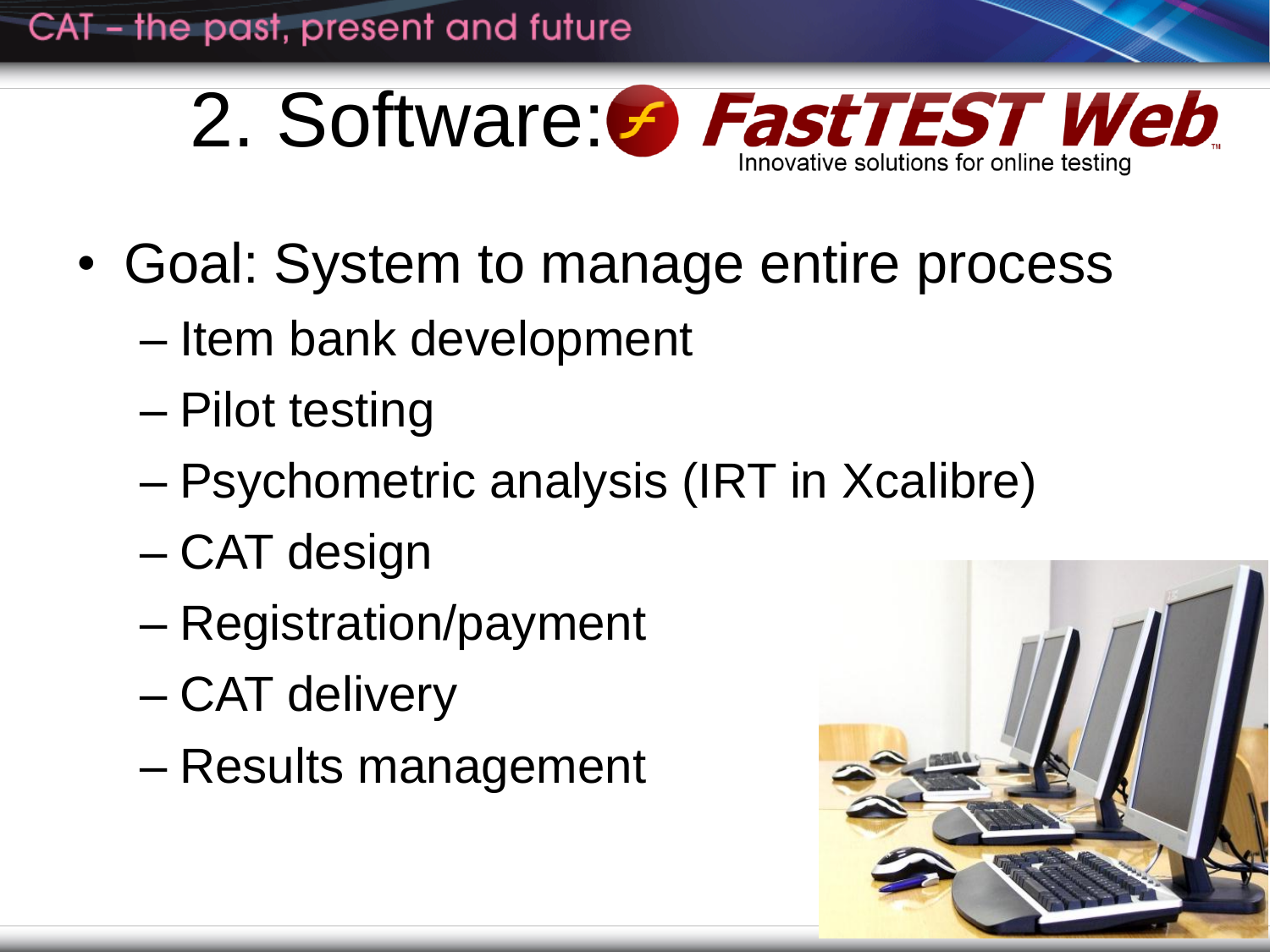# 2. Software: FastTEST Web

Innovative solutions for online testing

- Goal: System to manage entire process
  - Item bank development
  - Pilot testing
  - Psychometric analysis (IRT in Xcalibre)
  - CAT design
  - Registration/payment
  - CAT delivery
  - Results management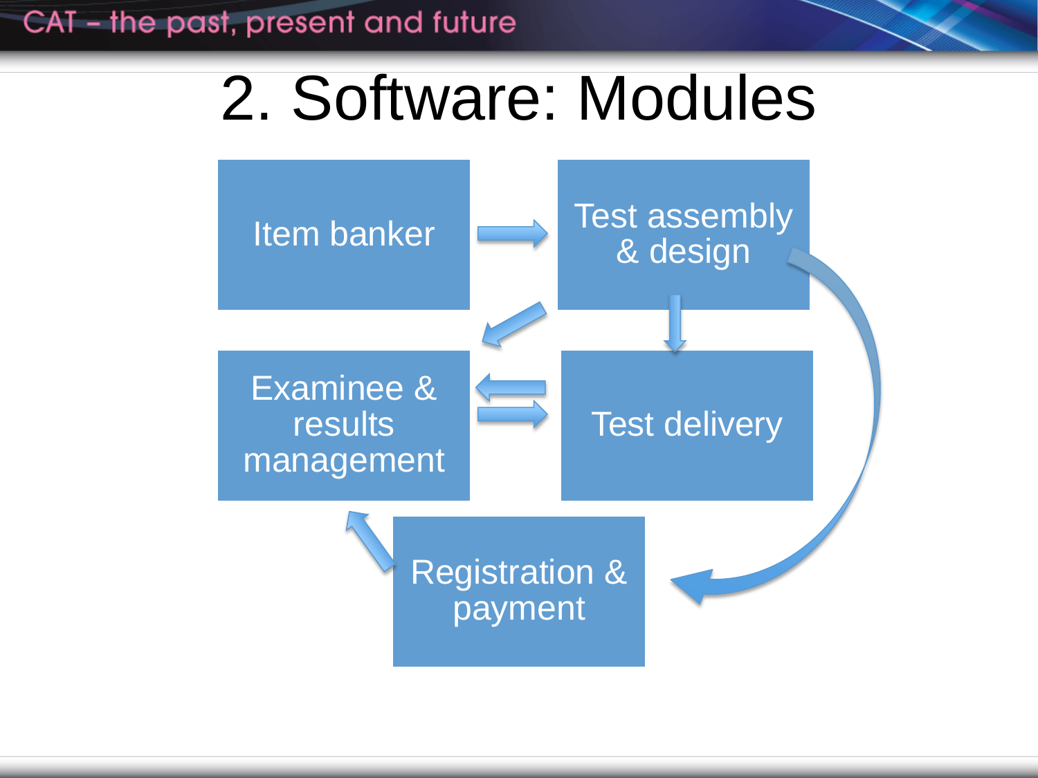# 2. Software: Modules

- Item banker
- Test assembly & design
- Examinee & results management
- Test delivery
- Registration & payment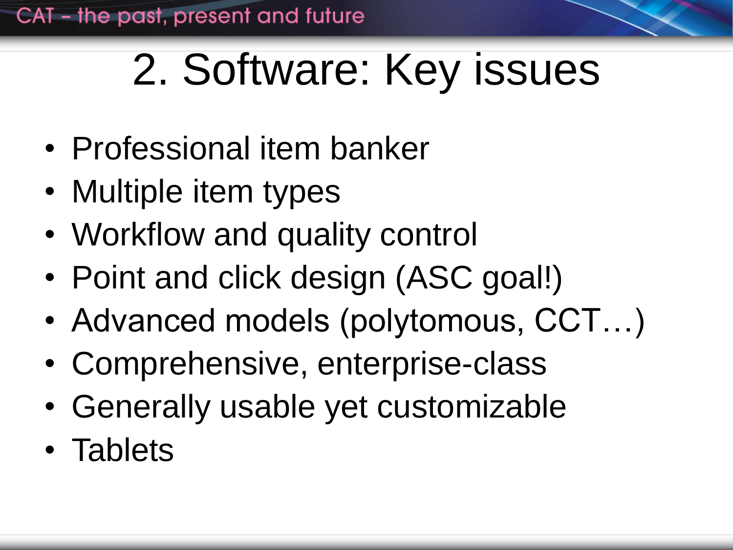# 2. Software: Key issues

- Professional item banker
- Multiple item types
- Workflow and quality control
- Point and click design (ASC goal!)
- Advanced models (polytomous, CCT…)
- Comprehensive, enterprise-class
- Generally usable yet customizable
- Tablets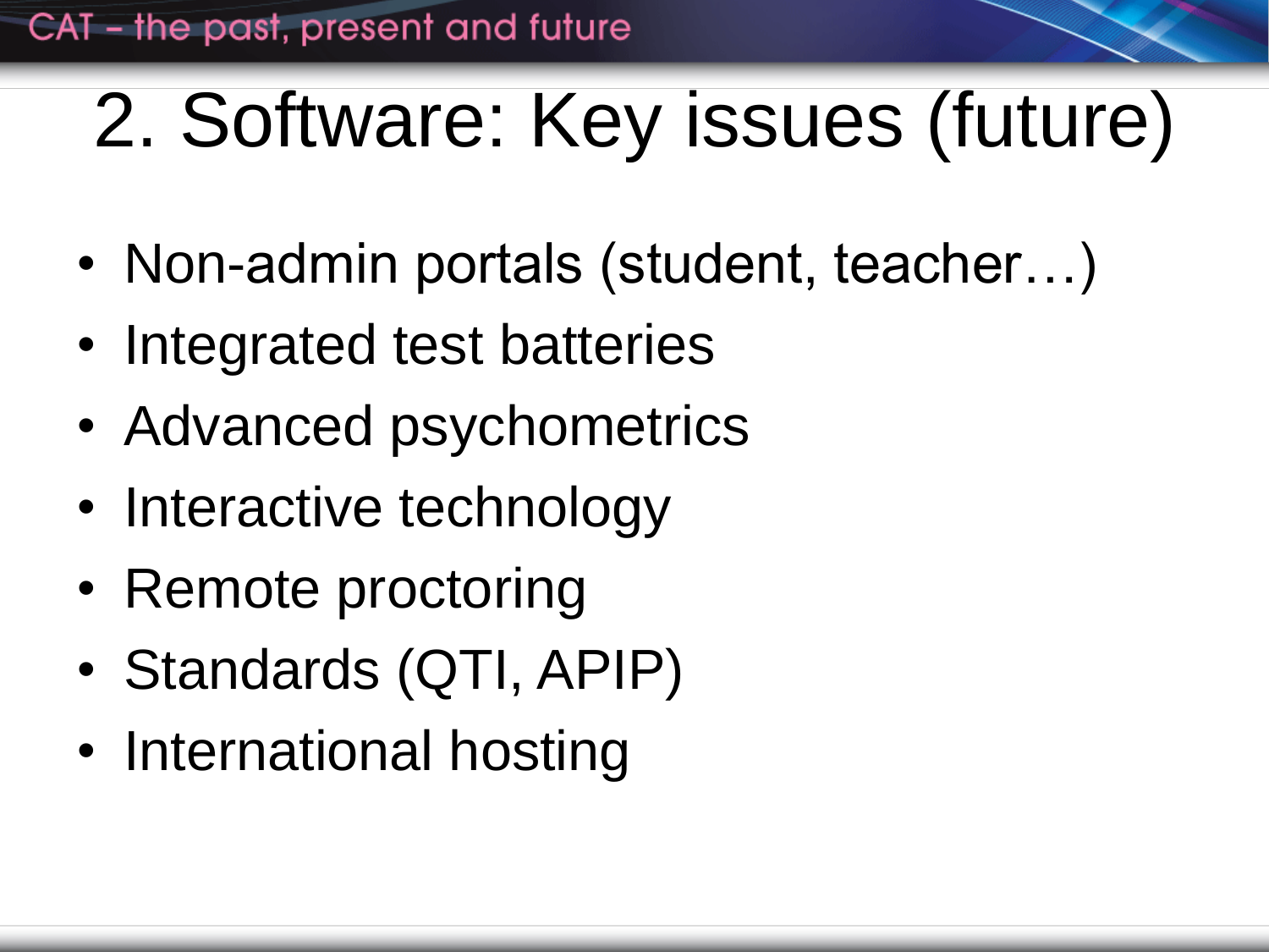# 2. Software: Key issues (future)

- Non-admin portals (student, teacher…)
- Integrated test batteries
- Advanced psychometrics
- Interactive technology
- Remote proctoring
- Standards (QTI, APIP)
- International hosting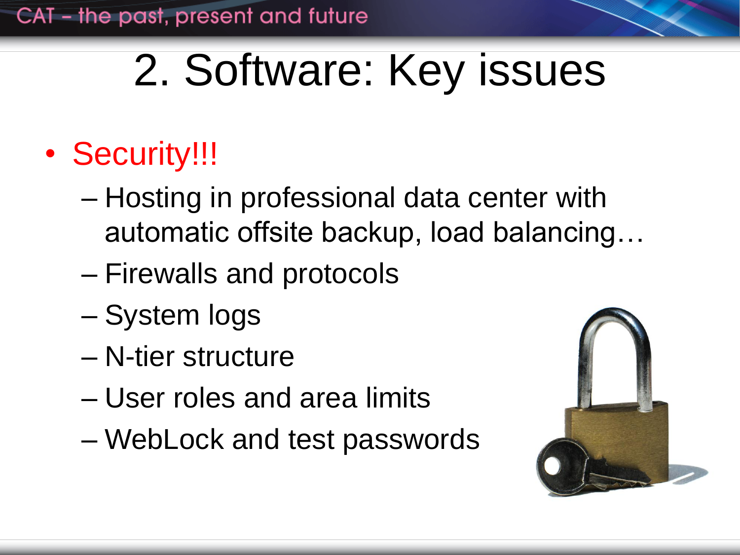# 2. Software: Key issues

- Security!!!
  - Hosting in professional data center with automatic offsite backup, load balancing…
  - Firewalls and protocols
  - System logs
  - N-tier structure
  - User roles and area limits
  - WebLock and test passwords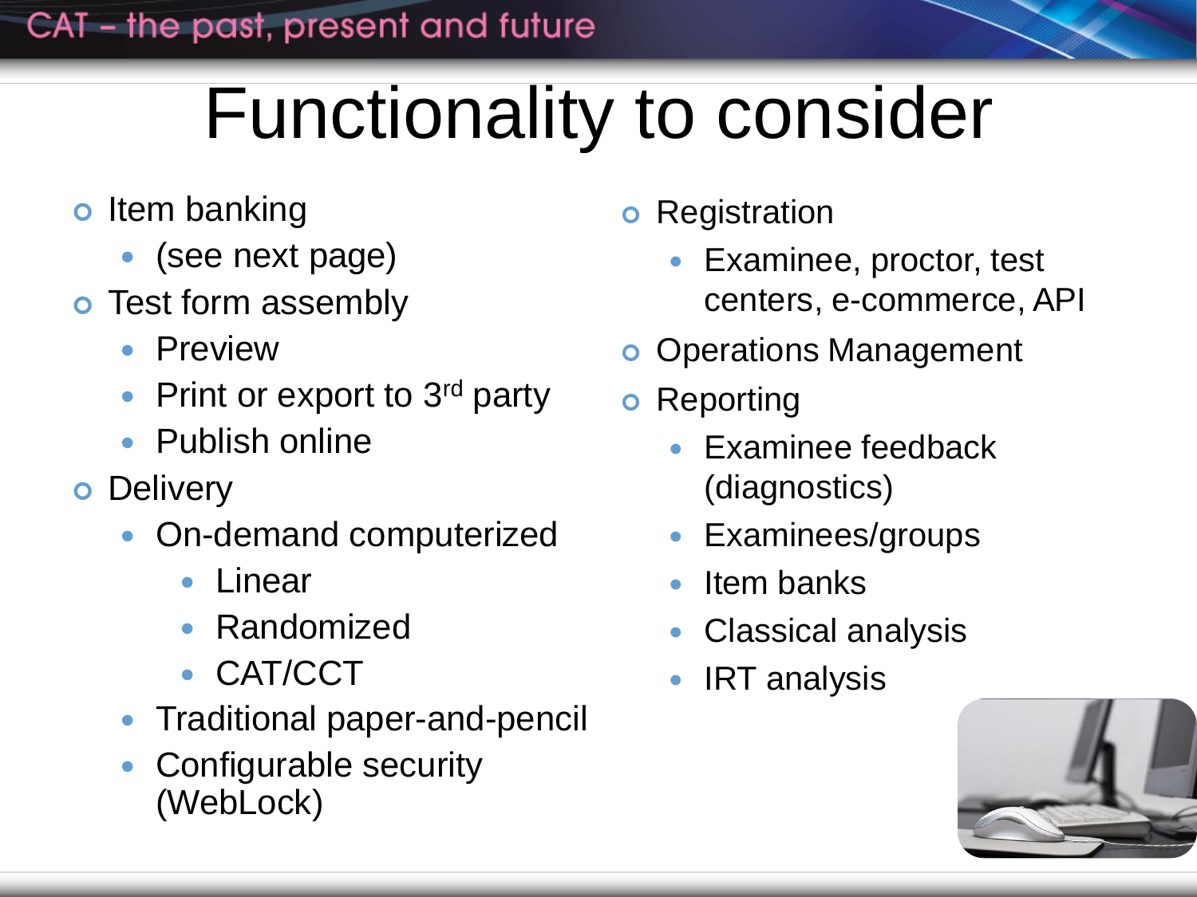# Functionality to consider

- Item banking
  - (see next page)
- Test form assembly
  - Preview
  - Print or export to 3rd party
  - Publish online
- Delivery
  - On-demand computerized
    - Linear
    - Randomized
    - CAT/CCT
  - Traditional paper-and-pencil
  - Configurable security (WebLock)
- Registration
  - Examinee, proctor, test centers, e-commerce, API
- Operations Management
- Reporting
  - Examinee feedback (diagnostics)
  - Examinees/groups
  - Item banks
  - Classical analysis
  - IRT analysis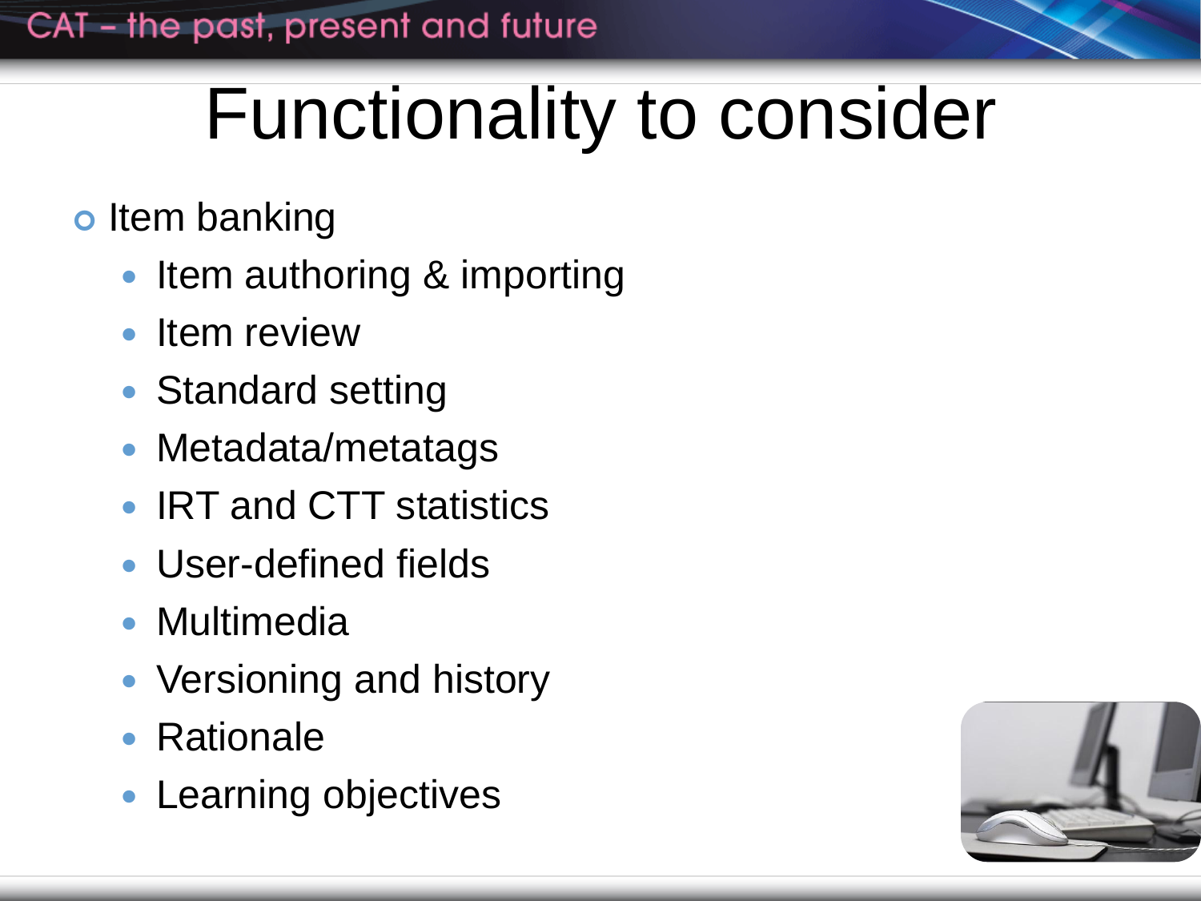# Functionality to consider

- Item banking
  - Item authoring & importing
  - Item review
  - Standard setting
  - Metadata/metatags
  - IRT and CTT statistics
  - User-defined fields
  - Multimedia
  - Versioning and history
  - Rationale
  - Learning objectives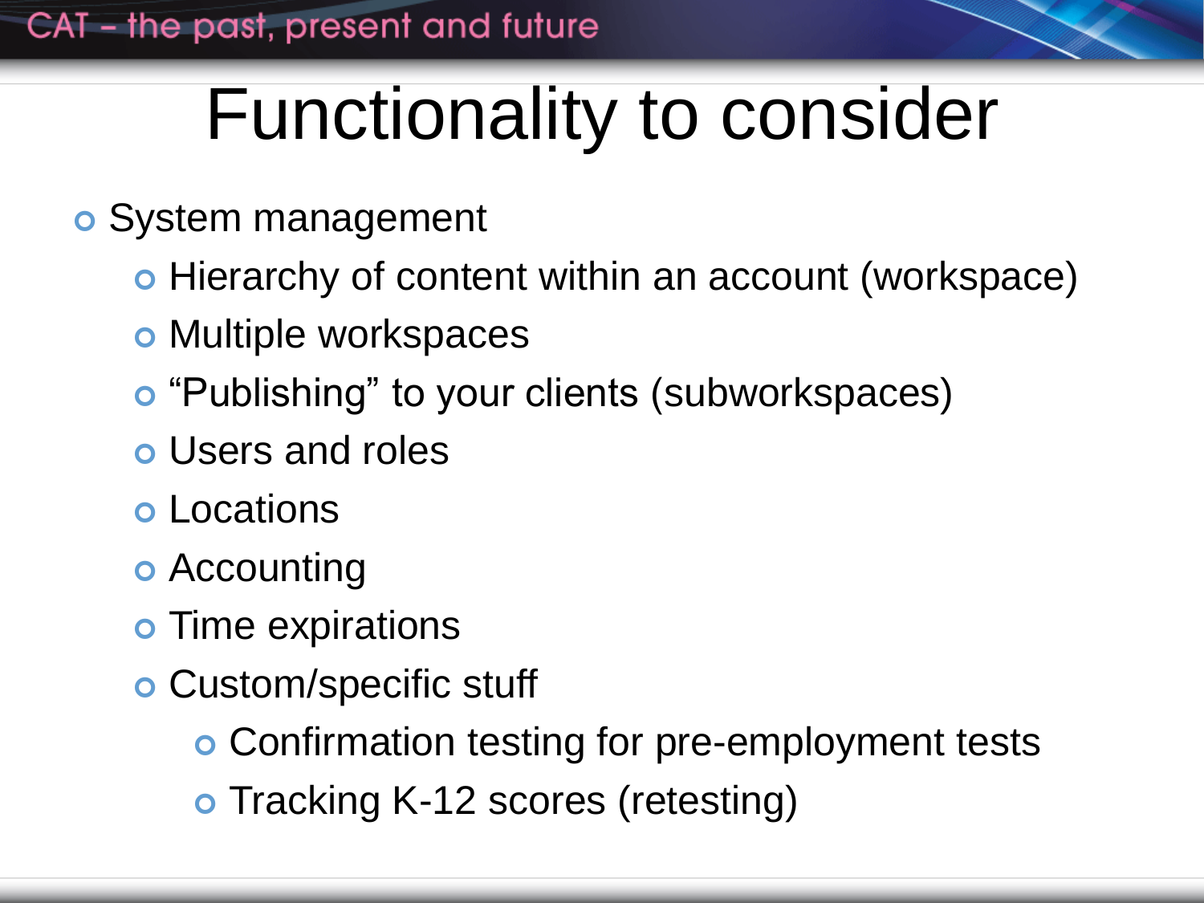# Functionality to consider

- System management
  - Hierarchy of content within an account (workspace)
  - Multiple workspaces
  - “Publishing” to your clients (subworkspaces)
  - Users and roles
  - Locations
  - Accounting
  - Time expirations
  - Custom/specific stuff
    - Confirmation testing for pre-employment tests
    - Tracking K-12 scores (retesting)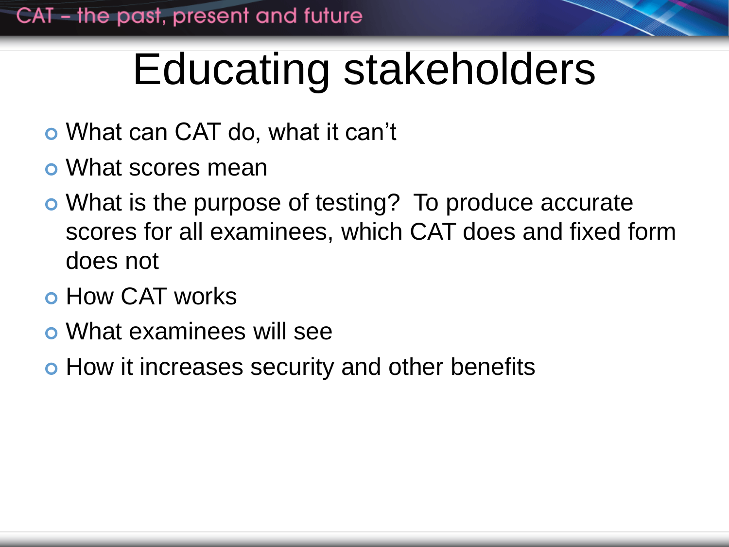# Educating stakeholders

- What can CAT do, what it can't
- What scores mean
- What is the purpose of testing? To produce accurate scores for all examinees, which CAT does and fixed form does not
- How CAT works
- What examinees will see
- How it increases security and other benefits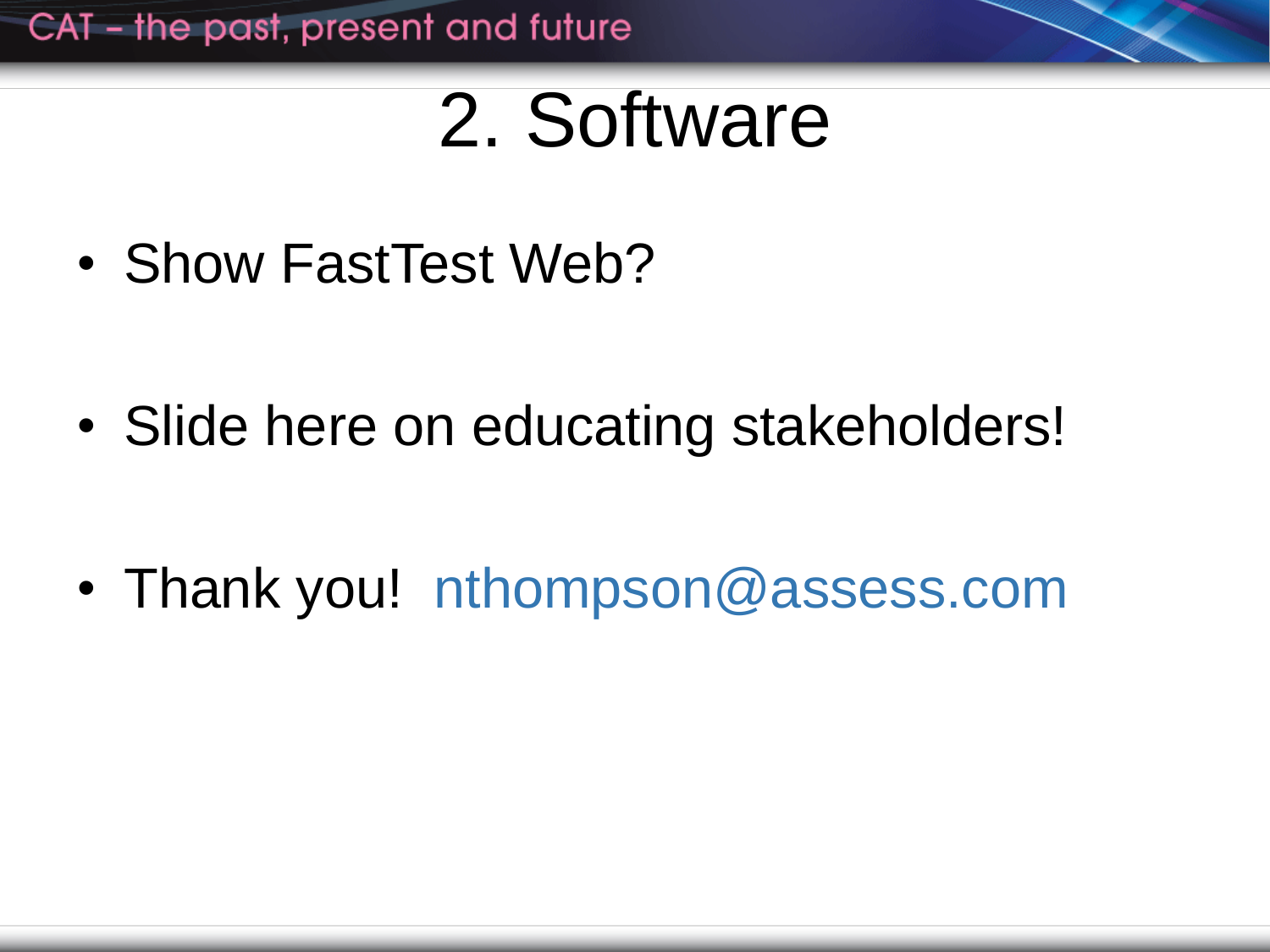# 2. Software

- Show FastTest Web?
- Slide here on educating stakeholders!
- Thank you! nthompson@assess.com